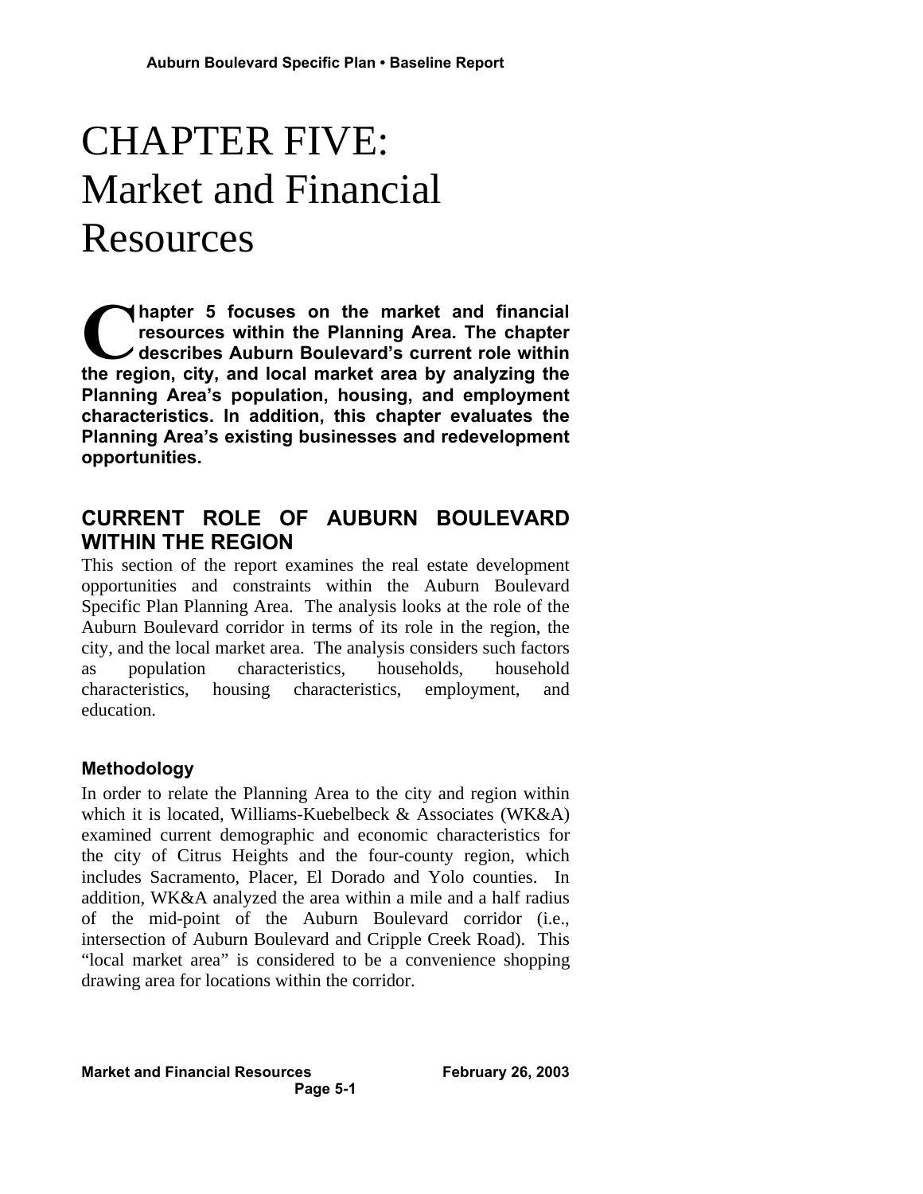# CHAPTER FIVE: Market and Financial Resources

**Chapter 5 focuses on the market and financial resources within the Planning Area. The chapter describes Auburn Boulevard's current role within the region, city, and local market area by analyzing the Planning Area's population, housing, and employment characteristics. In addition, this chapter evaluates the Planning Area's existing businesses and redevelopment opportunities.**

## CURRENT ROLE OF AUBURN BOULEVARD WITHIN THE REGION

This section of the report examines the real estate development opportunities and constraints within the Auburn Boulevard Specific Plan Planning Area. The analysis looks at the role of the Auburn Boulevard corridor in terms of its role in the region, the city, and the local market area. The analysis considers such factors as population characteristics, households, household characteristics, housing characteristics, employment, and education.

### Methodology

In order to relate the Planning Area to the city and region within which it is located, Williams-Kuebelbeck & Associates (WK&A) examined current demographic and economic characteristics for the city of Citrus Heights and the four-county region, which includes Sacramento, Placer, El Dorado and Yolo counties. In addition, WK&A analyzed the area within a mile and a half radius of the mid-point of the Auburn Boulevard corridor (i.e., intersection of Auburn Boulevard and Cripple Creek Road). This "local market area" is considered to be a convenience shopping drawing area for locations within the corridor.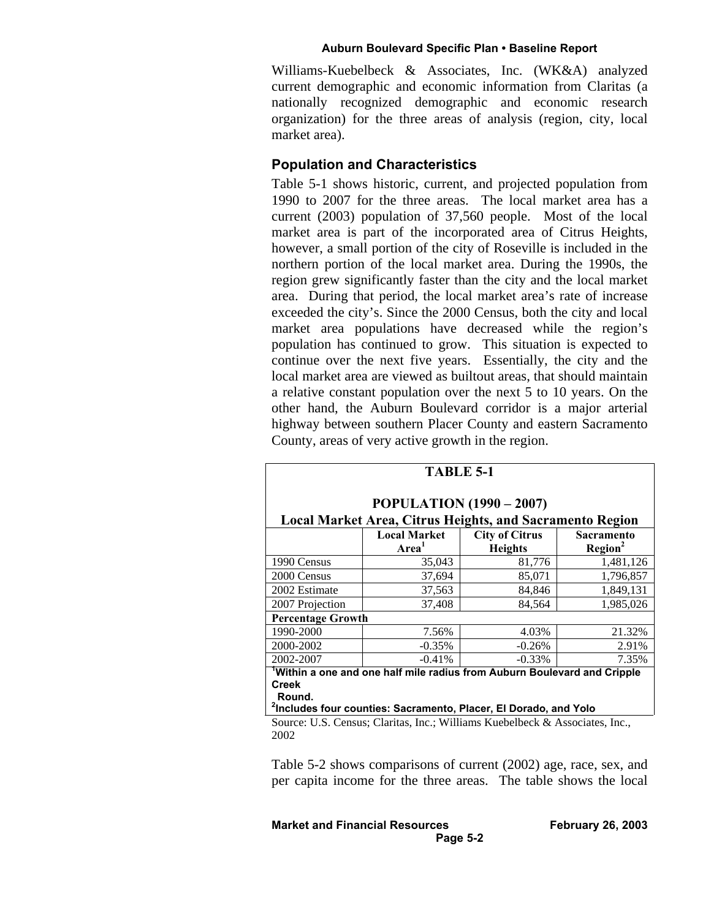Williams-Kuebelbeck & Associates, Inc. (WK&A) analyzed current demographic and economic information from Claritas (a nationally recognized demographic and economic research organization) for the three areas of analysis (region, city, local market area).

### Population and Characteristics

Table 5-1 shows historic, current, and projected population from 1990 to 2007 for the three areas. The local market area has a current (2003) population of 37,560 people. Most of the local market area is part of the incorporated area of Citrus Heights, however, a small portion of the city of Roseville is included in the northern portion of the local market area. During the 1990s, the region grew significantly faster than the city and the local market area. During that period, the local market area's rate of increase exceeded the city's. Since the 2000 Census, both the city and local market area populations have decreased while the region's population has continued to grow. This situation is expected to continue over the next five years. Essentially, the city and the local market area are viewed as builtout areas, that should maintain a relative constant population over the next 5 to 10 years. On the other hand, the Auburn Boulevard corridor is a major arterial highway between southern Placer County and eastern Sacramento County, areas of very active growth in the region.

**TABLE 5-1**

**POPULATION (1990 – 2007)**
**Local Market Area, Citrus Heights, and Sacramento Region**

| | Local Market Area[1] | City of Citrus Heights | Sacramento Region[2] |
|---|---|---|---|
| 1990 Census | 35,043 | 81,776 | 1,481,126 |
| 2000 Census | 37,694 | 85,071 | 1,796,857 |
| 2002 Estimate | 37,563 | 84,846 | 1,849,131 |
| 2007 Projection | 37,408 | 84,564 | 1,985,026 |
| **Percentage Growth** | | | |
| 1990-2000 | 7.56% | 4.03% | 21.32% |
| 2000-2002 | -0.35% | -0.26% | 2.91% |
| 2002-2007 | -0.41% | -0.33% | 7.35% |

[1]**Within a one and one half mile radius from Auburn Boulevard and Cripple Creek Round.**
[2]**Includes four counties: Sacramento, Placer, El Dorado, and Yolo**

Source: U.S. Census; Claritas, Inc.; Williams Kuebelbeck & Associates, Inc., 2002

Table 5-2 shows comparisons of current (2002) age, race, sex, and per capita income for the three areas. The table shows the local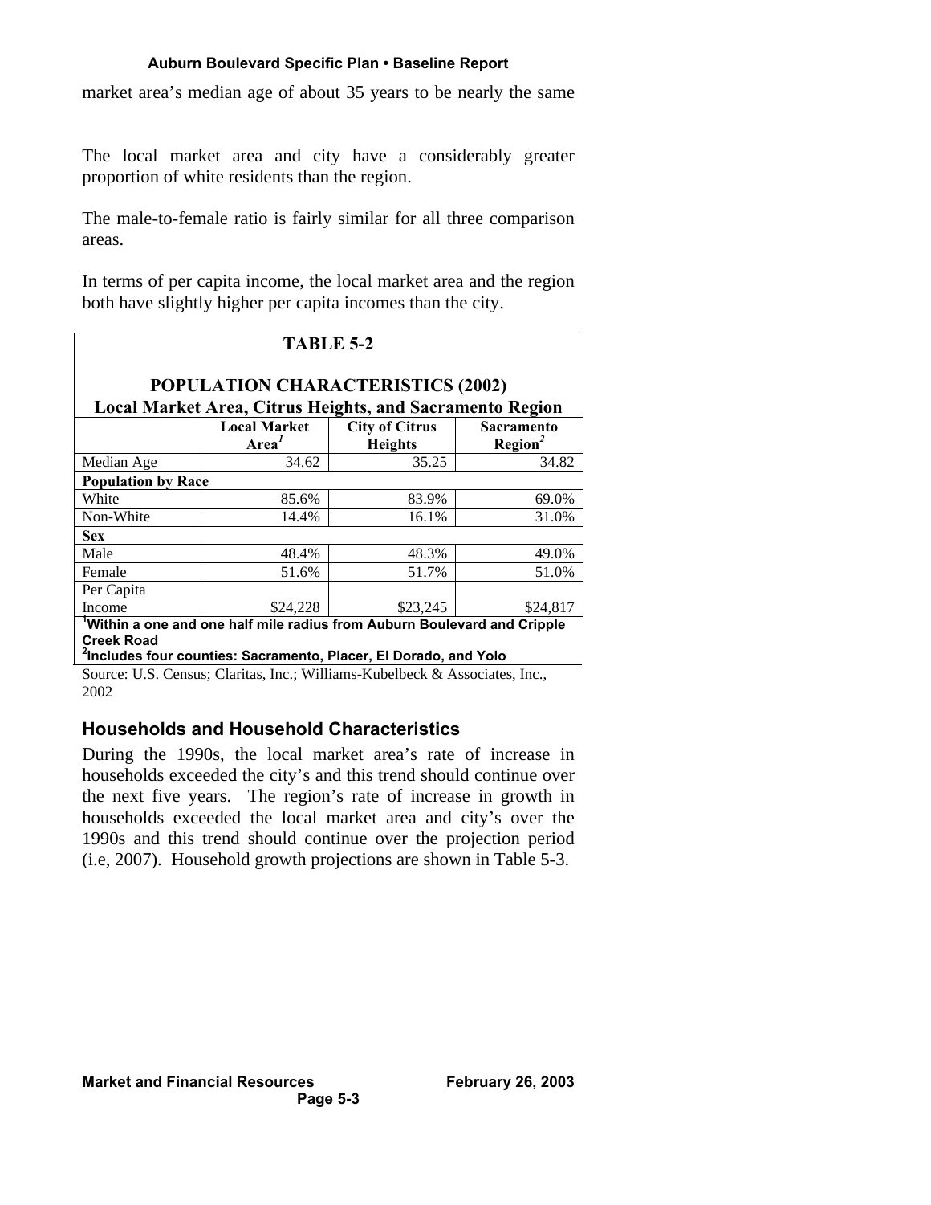market area's median age of about 35 years to be nearly the same

The local market area and city have a considerably greater proportion of white residents than the region.

The male-to-female ratio is fairly similar for all three comparison areas.

In terms of per capita income, the local market area and the region both have slightly higher per capita incomes than the city.

**TABLE 5-2**

**POPULATION CHARACTERISTICS (2002)**
**Local Market Area, Citrus Heights, and Sacramento Region**

| | Local Market Area[1] | City of Citrus Heights | Sacramento Region[2] |
|---|---|---|---|
| Median Age | 34.62 | 35.25 | 34.82 |
| **Population by Race** | | | |
| White | 85.6% | 83.9% | 69.0% |
| Non-White | 14.4% | 16.1% | 31.0% |
| **Sex** | | | |
| Male | 48.4% | 48.3% | 49.0% |
| Female | 51.6% | 51.7% | 51.0% |
| Per Capita Income | $24,228 | $23,245 | $24,817 |

[1]Within a one and one half mile radius from Auburn Boulevard and Cripple Creek Road
[2]Includes four counties: Sacramento, Placer, El Dorado, and Yolo

Source: U.S. Census; Claritas, Inc.; Williams-Kubelbeck & Associates, Inc., 2002

## Households and Household Characteristics

During the 1990s, the local market area's rate of increase in households exceeded the city's and this trend should continue over the next five years. The region's rate of increase in growth in households exceeded the local market area and city's over the 1990s and this trend should continue over the projection period (i.e, 2007). Household growth projections are shown in Table 5-3.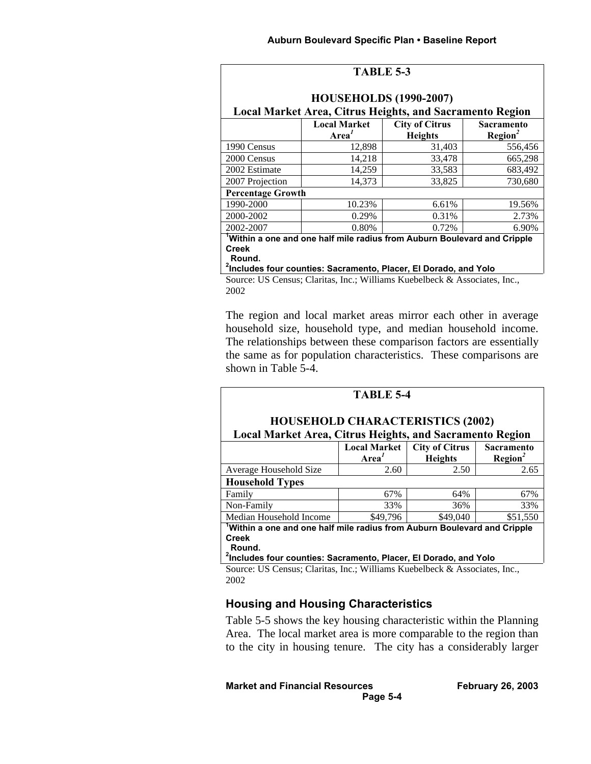**TABLE 5-3**

**HOUSEHOLDS (1990-2007)**
**Local Market Area, Citrus Heights, and Sacramento Region**

| | Local Market Area[1] | City of Citrus Heights | Sacramento Region[2] |
|---|---|---|---|
| 1990 Census | 12,898 | 31,403 | 556,456 |
| 2000 Census | 14,218 | 33,478 | 665,298 |
| 2002 Estimate | 14,259 | 33,583 | 683,492 |
| 2007 Projection | 14,373 | 33,825 | 730,680 |
| **Percentage Growth** | | | |
| 1990-2000 | 10.23% | 6.61% | 19.56% |
| 2000-2002 | 0.29% | 0.31% | 2.73% |
| 2002-2007 | 0.80% | 0.72% | 6.90% |

[1]**Within a one and one half mile radius from Auburn Boulevard and Cripple Creek Round.**
[2]**Includes four counties: Sacramento, Placer, El Dorado, and Yolo**

Source: US Census; Claritas, Inc.; Williams Kuebelbeck & Associates, Inc., 2002

The region and local market areas mirror each other in average household size, household type, and median household income. The relationships between these comparison factors are essentially the same as for population characteristics. These comparisons are shown in Table 5-4.

**TABLE 5-4**

**HOUSEHOLD CHARACTERISTICS (2002)**
**Local Market Area, Citrus Heights, and Sacramento Region**

| | Local Market Area[1] | City of Citrus Heights | Sacramento Region[2] |
|---|---|---|---|
| Average Household Size | 2.60 | 2.50 | 2.65 |
| **Household Types** | | | |
| Family | 67% | 64% | 67% |
| Non-Family | 33% | 36% | 33% |
| Median Household Income | $49,796 | $49,040 | $51,550 |

[1]**Within a one and one half mile radius from Auburn Boulevard and Cripple Creek Round.**
[2]**Includes four counties: Sacramento, Placer, El Dorado, and Yolo**

Source: US Census; Claritas, Inc.; Williams Kuebelbeck & Associates, Inc., 2002

### Housing and Housing Characteristics

Table 5-5 shows the key housing characteristic within the Planning Area. The local market area is more comparable to the region than to the city in housing tenure. The city has a considerably larger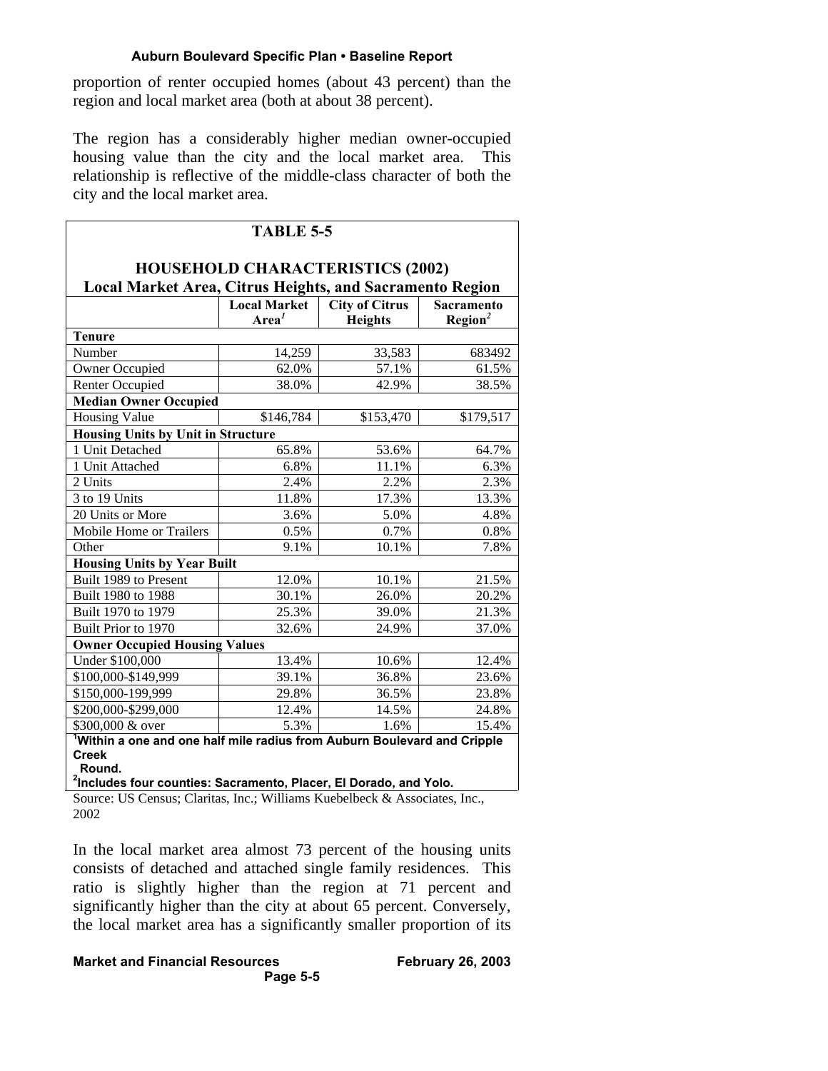proportion of renter occupied homes (about 43 percent) than the region and local market area (both at about 38 percent).

The region has a considerably higher median owner-occupied housing value than the city and the local market area. This relationship is reflective of the middle-class character of both the city and the local market area.

**TABLE 5-5**

**HOUSEHOLD CHARACTERISTICS (2002)**
**Local Market Area, Citrus Heights, and Sacramento Region**

| | Local Market Area[1] | City of Citrus Heights | Sacramento Region[2] |
|---|---|---|---|
| **Tenure** | | | |
| Number | 14,259 | 33,583 | 683492 |
| Owner Occupied | 62.0% | 57.1% | 61.5% |
| Renter Occupied | 38.0% | 42.9% | 38.5% |
| **Median Owner Occupied** | | | |
| Housing Value | $146,784 | $153,470 | $179,517 |
| **Housing Units by Unit in Structure** | | | |
| 1 Unit Detached | 65.8% | 53.6% | 64.7% |
| 1 Unit Attached | 6.8% | 11.1% | 6.3% |
| 2 Units | 2.4% | 2.2% | 2.3% |
| 3 to 19 Units | 11.8% | 17.3% | 13.3% |
| 20 Units or More | 3.6% | 5.0% | 4.8% |
| Mobile Home or Trailers | 0.5% | 0.7% | 0.8% |
| Other | 9.1% | 10.1% | 7.8% |
| **Housing Units by Year Built** | | | |
| Built 1989 to Present | 12.0% | 10.1% | 21.5% |
| Built 1980 to 1988 | 30.1% | 26.0% | 20.2% |
| Built 1970 to 1979 | 25.3% | 39.0% | 21.3% |
| Built Prior to 1970 | 32.6% | 24.9% | 37.0% |
| **Owner Occupied Housing Values** | | | |
| Under $100,000 | 13.4% | 10.6% | 12.4% |
| $100,000-$149,999 | 39.1% | 36.8% | 23.6% |
| $150,000-199,999 | 29.8% | 36.5% | 23.8% |
| $200,000-$299,000 | 12.4% | 14.5% | 24.8% |
| $300,000 & over | 5.3% | 1.6% | 15.4% |

**[1]Within a one and one half mile radius from Auburn Boulevard and Cripple Creek Round.**
**[2]Includes four counties: Sacramento, Placer, El Dorado, and Yolo.**

Source: US Census; Claritas, Inc.; Williams Kuebelbeck & Associates, Inc., 2002

In the local market area almost 73 percent of the housing units consists of detached and attached single family residences. This ratio is slightly higher than the region at 71 percent and significantly higher than the city at about 65 percent. Conversely, the local market area has a significantly smaller proportion of its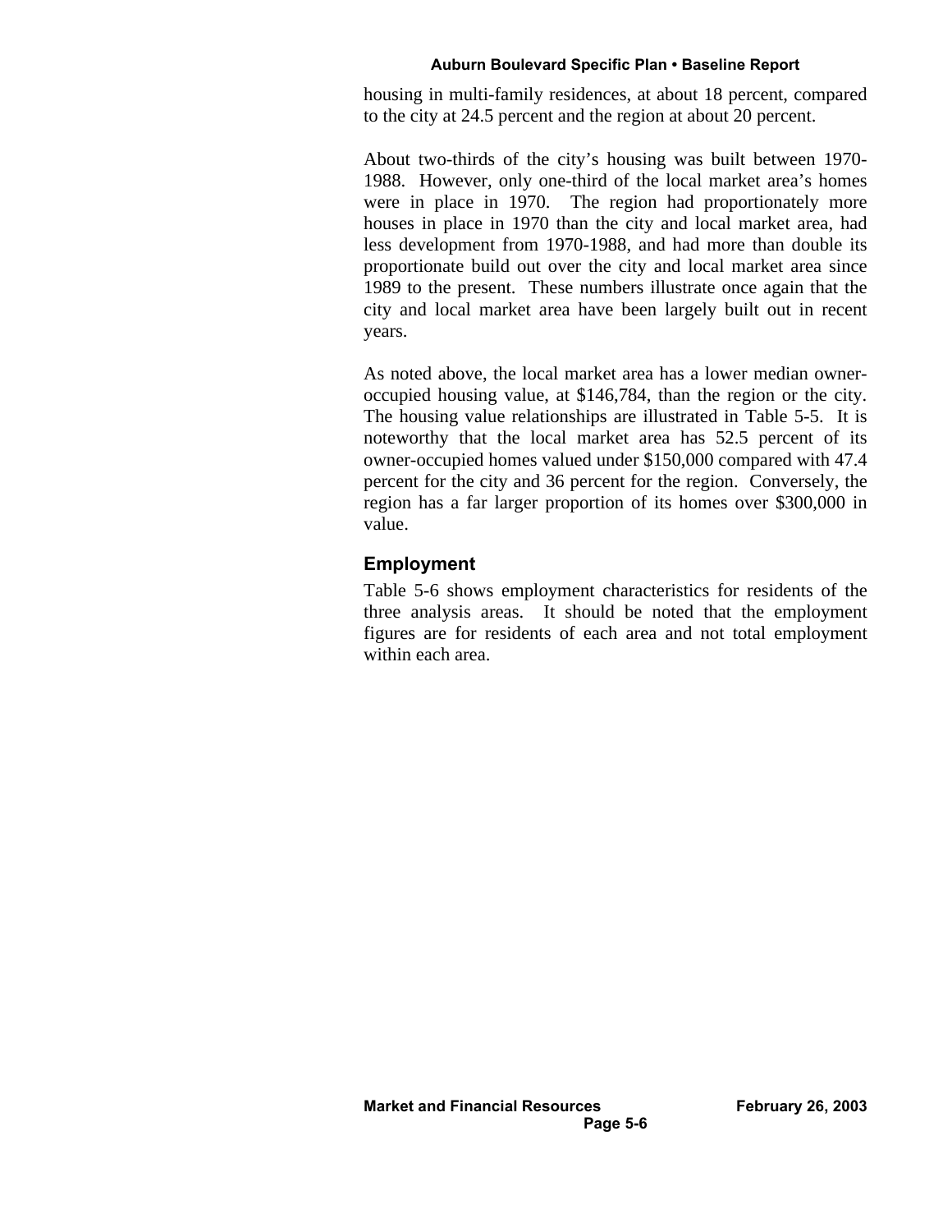housing in multi-family residences, at about 18 percent, compared to the city at 24.5 percent and the region at about 20 percent.

About two-thirds of the city's housing was built between 1970-1988. However, only one-third of the local market area's homes were in place in 1970. The region had proportionately more houses in place in 1970 than the city and local market area, had less development from 1970-1988, and had more than double its proportionate build out over the city and local market area since 1989 to the present. These numbers illustrate once again that the city and local market area have been largely built out in recent years.

As noted above, the local market area has a lower median owner-occupied housing value, at $146,784, than the region or the city. The housing value relationships are illustrated in Table 5-5. It is noteworthy that the local market area has 52.5 percent of its owner-occupied homes valued under $150,000 compared with 47.4 percent for the city and 36 percent for the region. Conversely, the region has a far larger proportion of its homes over $300,000 in value.

### Employment

Table 5-6 shows employment characteristics for residents of the three analysis areas. It should be noted that the employment figures are for residents of each area and not total employment within each area.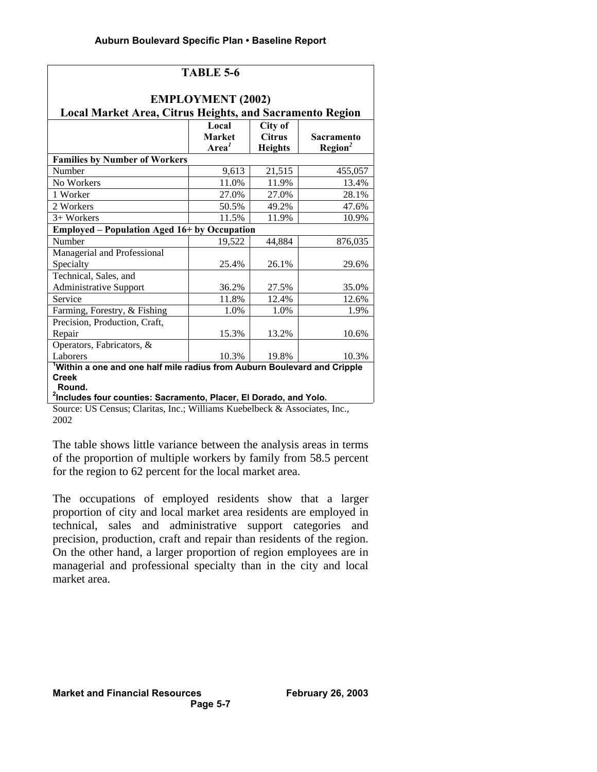**TABLE 5-6**

**EMPLOYMENT (2002)**
**Local Market Area, Citrus Heights, and Sacramento Region**

| | Local Market Area[1] | City of Citrus Heights | Sacramento Region[2] |
|---|---|---|---|
| **Families by Number of Workers** | | | |
| Number | 9,613 | 21,515 | 455,057 |
| No Workers | 11.0% | 11.9% | 13.4% |
| 1 Worker | 27.0% | 27.0% | 28.1% |
| 2 Workers | 50.5% | 49.2% | 47.6% |
| 3+ Workers | 11.5% | 11.9% | 10.9% |
| **Employed – Population Aged 16+ by Occupation** | | | |
| Number | 19,522 | 44,884 | 876,035 |
| Managerial and Professional Specialty | 25.4% | 26.1% | 29.6% |
| Technical, Sales, and Administrative Support | 36.2% | 27.5% | 35.0% |
| Service | 11.8% | 12.4% | 12.6% |
| Farming, Forestry, & Fishing | 1.0% | 1.0% | 1.9% |
| Precision, Production, Craft, Repair | 15.3% | 13.2% | 10.6% |
| Operators, Fabricators, & Laborers | 10.3% | 19.8% | 10.3% |

**[1]Within a one and one half mile radius from Auburn Boulevard and Cripple Creek Round.**
**[2]Includes four counties: Sacramento, Placer, El Dorado, and Yolo.**

Source: US Census; Claritas, Inc.; Williams Kuebelbeck & Associates, Inc., 2002

The table shows little variance between the analysis areas in terms of the proportion of multiple workers by family from 58.5 percent for the region to 62 percent for the local market area.

The occupations of employed residents show that a larger proportion of city and local market area residents are employed in technical, sales and administrative support categories and precision, production, craft and repair than residents of the region. On the other hand, a larger proportion of region employees are in managerial and professional specialty than in the city and local market area.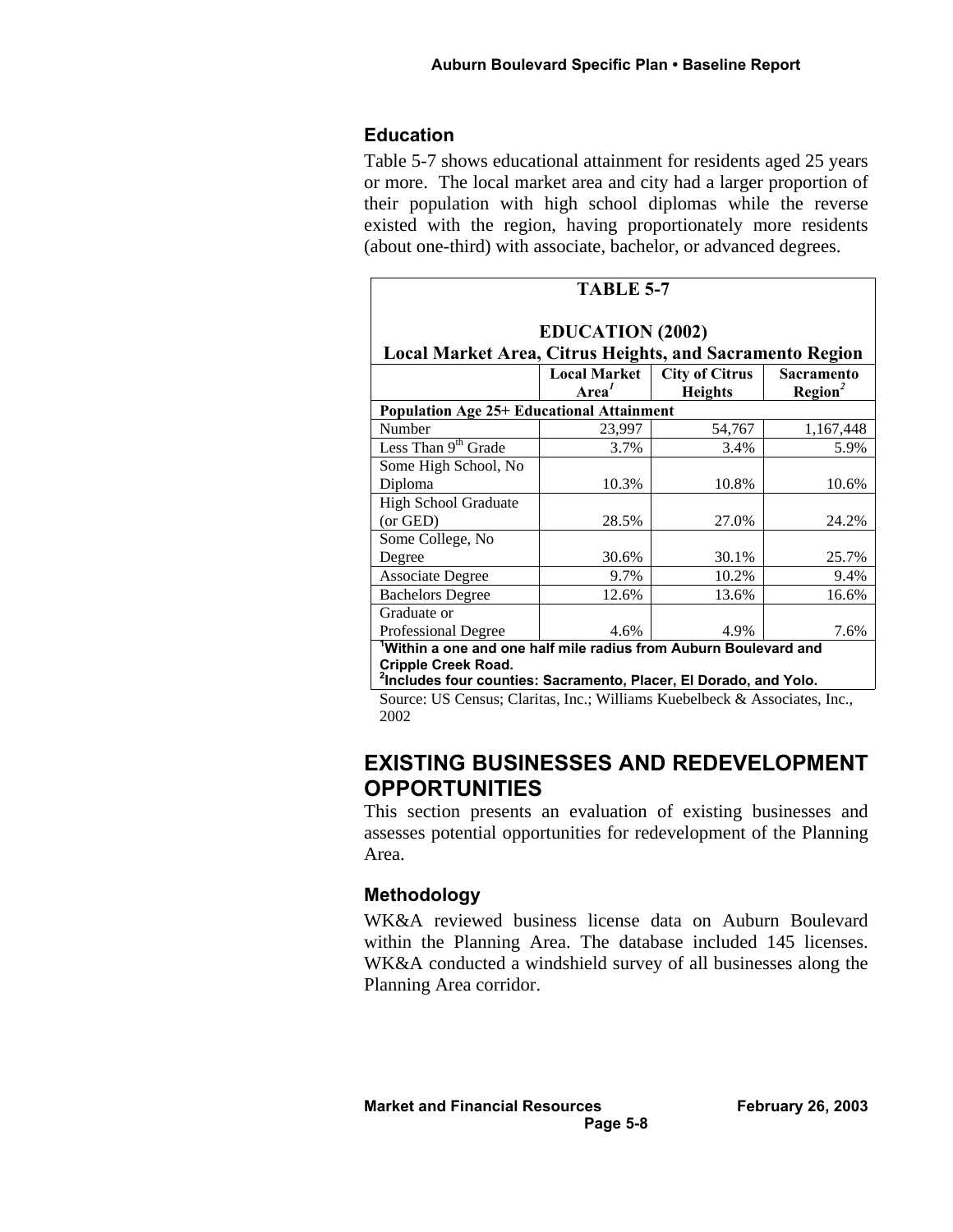## Education

Table 5-7 shows educational attainment for residents aged 25 years or more. The local market area and city had a larger proportion of their population with high school diplomas while the reverse existed with the region, having proportionately more residents (about one-third) with associate, bachelor, or advanced degrees.

**TABLE 5-7**

**EDUCATION (2002)**
**Local Market Area, Citrus Heights, and Sacramento Region**

| | Local Market Area[1] | City of Citrus Heights | Sacramento Region[2] |
|---|---|---|---|
| **Population Age 25+ Educational Attainment** | | | |
| Number | 23,997 | 54,767 | 1,167,448 |
| Less Than 9th Grade | 3.7% | 3.4% | 5.9% |
| Some High School, No Diploma | 10.3% | 10.8% | 10.6% |
| High School Graduate (or GED) | 28.5% | 27.0% | 24.2% |
| Some College, No Degree | 30.6% | 30.1% | 25.7% |
| Associate Degree | 9.7% | 10.2% | 9.4% |
| Bachelors Degree | 12.6% | 13.6% | 16.6% |
| Graduate or Professional Degree | 4.6% | 4.9% | 7.6% |

**[1]Within a one and one half mile radius from Auburn Boulevard and Cripple Creek Road.**
**[2]Includes four counties: Sacramento, Placer, El Dorado, and Yolo.**

Source: US Census; Claritas, Inc.; Williams Kuebelbeck & Associates, Inc., 2002

# EXISTING BUSINESSES AND REDEVELOPMENT OPPORTUNITIES

This section presents an evaluation of existing businesses and assesses potential opportunities for redevelopment of the Planning Area.

## Methodology

WK&A reviewed business license data on Auburn Boulevard within the Planning Area. The database included 145 licenses. WK&A conducted a windshield survey of all businesses along the Planning Area corridor.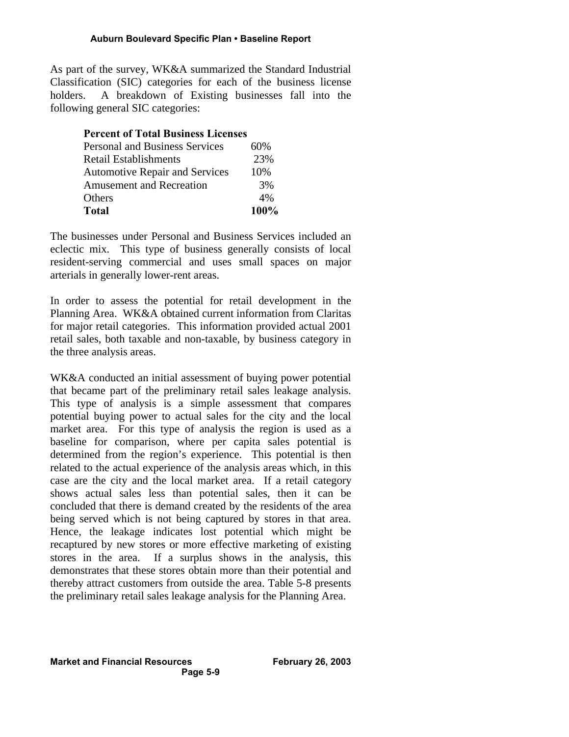As part of the survey, WK&A summarized the Standard Industrial Classification (SIC) categories for each of the business license holders. A breakdown of Existing businesses fall into the following general SIC categories:

| **Percent of Total Business Licenses** | |
|---|---|
| Personal and Business Services | 60% |
| Retail Establishments | 23% |
| Automotive Repair and Services | 10% |
| Amusement and Recreation | 3% |
| Others | 4% |
| **Total** | **100%** |

The businesses under Personal and Business Services included an eclectic mix. This type of business generally consists of local resident-serving commercial and uses small spaces on major arterials in generally lower-rent areas.

In order to assess the potential for retail development in the Planning Area. WK&A obtained current information from Claritas for major retail categories. This information provided actual 2001 retail sales, both taxable and non-taxable, by business category in the three analysis areas.

WK&A conducted an initial assessment of buying power potential that became part of the preliminary retail sales leakage analysis. This type of analysis is a simple assessment that compares potential buying power to actual sales for the city and the local market area. For this type of analysis the region is used as a baseline for comparison, where per capita sales potential is determined from the region's experience. This potential is then related to the actual experience of the analysis areas which, in this case are the city and the local market area. If a retail category shows actual sales less than potential sales, then it can be concluded that there is demand created by the residents of the area being served which is not being captured by stores in that area. Hence, the leakage indicates lost potential which might be recaptured by new stores or more effective marketing of existing stores in the area. If a surplus shows in the analysis, this demonstrates that these stores obtain more than their potential and thereby attract customers from outside the area. Table 5-8 presents the preliminary retail sales leakage analysis for the Planning Area.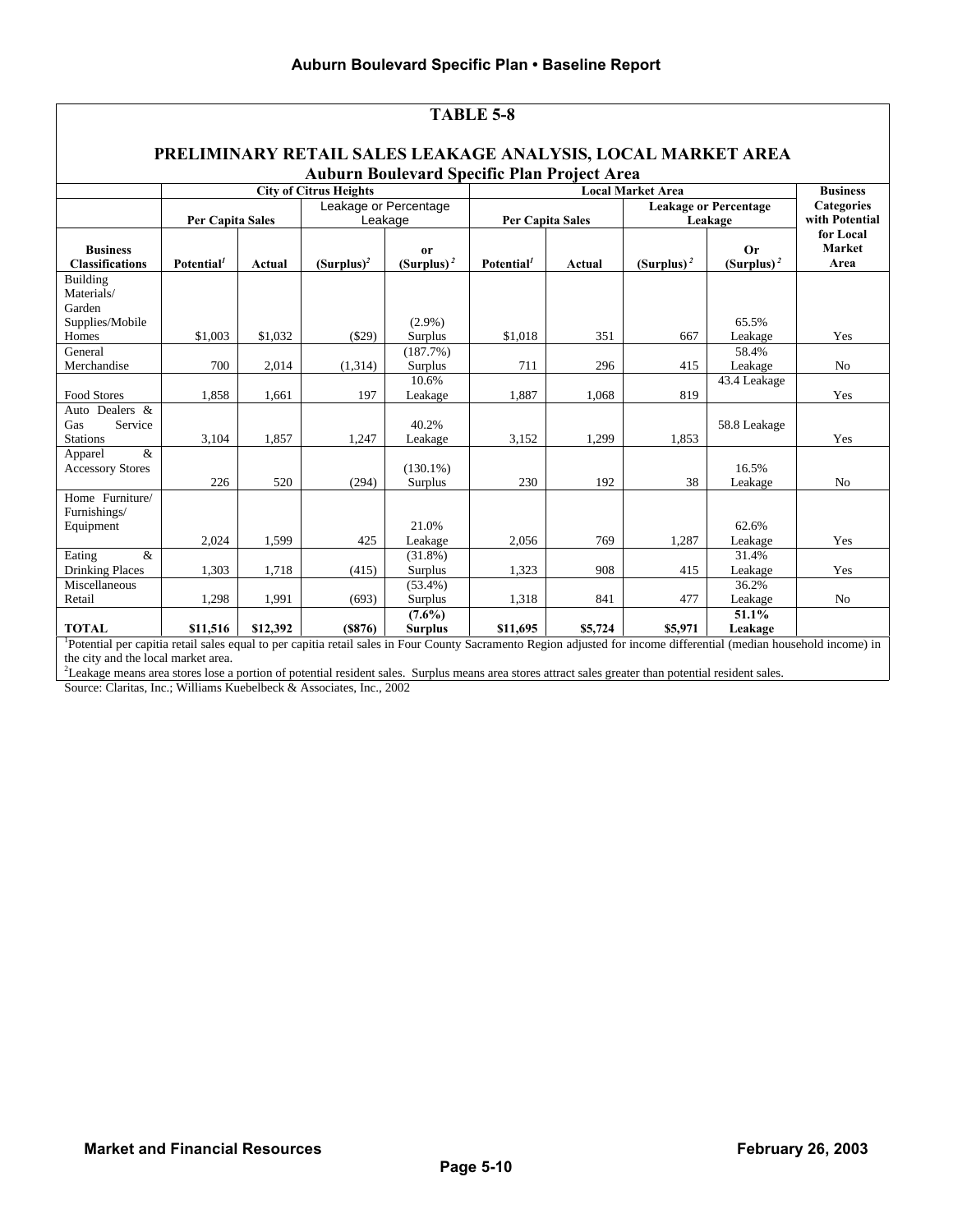## TABLE 5-8

## PRELIMINARY RETAIL SALES LEAKAGE ANALYSIS, LOCAL MARKET AREA

### Auburn Boulevard Specific Plan Project Area

| | City of Citrus Heights | | | | Local Market Area | | | | Business Categories with Potential for Local Market Area |
|---|---|---|---|---|---|---|---|---|---|
| | Per Capita Sales | | Leakage or Percentage Leakage | | Per Capita Sales | | Leakage or Percentage Leakage | | |
| Business Classifications | Potential[1] | Actual | (Surplus)[2] | or (Surplus)[2] | Potential[1] | Actual | (Surplus)[2] | Or (Surplus)[2] | |
| Building Materials/ Garden Supplies/Mobile Homes | $1,003 | $1,032 | ($29) | (2.9%) Surplus | $1,018 | 351 | 667 | 65.5% Leakage | Yes |
| General Merchandise | 700 | 2,014 | (1,314) | (187.7%) Surplus | 711 | 296 | 415 | 58.4% Leakage | No |
| Food Stores | 1,858 | 1,661 | 197 | 10.6% Leakage | 1,887 | 1,068 | 819 | 43.4 Leakage | Yes |
| Auto Dealers & Gas Service Stations | 3,104 | 1,857 | 1,247 | 40.2% Leakage | 3,152 | 1,299 | 1,853 | 58.8 Leakage | Yes |
| Apparel & Accessory Stores | 226 | 520 | (294) | (130.1%) Surplus | 230 | 192 | 38 | 16.5% Leakage | No |
| Home Furniture/ Furnishings/ Equipment | 2,024 | 1,599 | 425 | 21.0% Leakage | 2,056 | 769 | 1,287 | 62.6% Leakage | Yes |
| Eating & Drinking Places | 1,303 | 1,718 | (415) | (31.8%) Surplus | 1,323 | 908 | 415 | 31.4% Leakage | Yes |
| Miscellaneous Retail | 1,298 | 1,991 | (693) | (53.4%) Surplus | 1,318 | 841 | 477 | 36.2% Leakage | No |
| **TOTAL** | **$11,516** | **$12,392** | **($876)** | **(7.6%) Surplus** | **$11,695** | **$5,724** | **$5,971** | **51.1% Leakage** | |

[1]Potential per capitia retail sales equal to per capitia retail sales in Four County Sacramento Region adjusted for income differential (median household income) in the city and the local market area.

[2]Leakage means area stores lose a portion of potential resident sales. Surplus means area stores attract sales greater than potential resident sales.

Source: Claritas, Inc.; Williams Kuebelbeck & Associates, Inc., 2002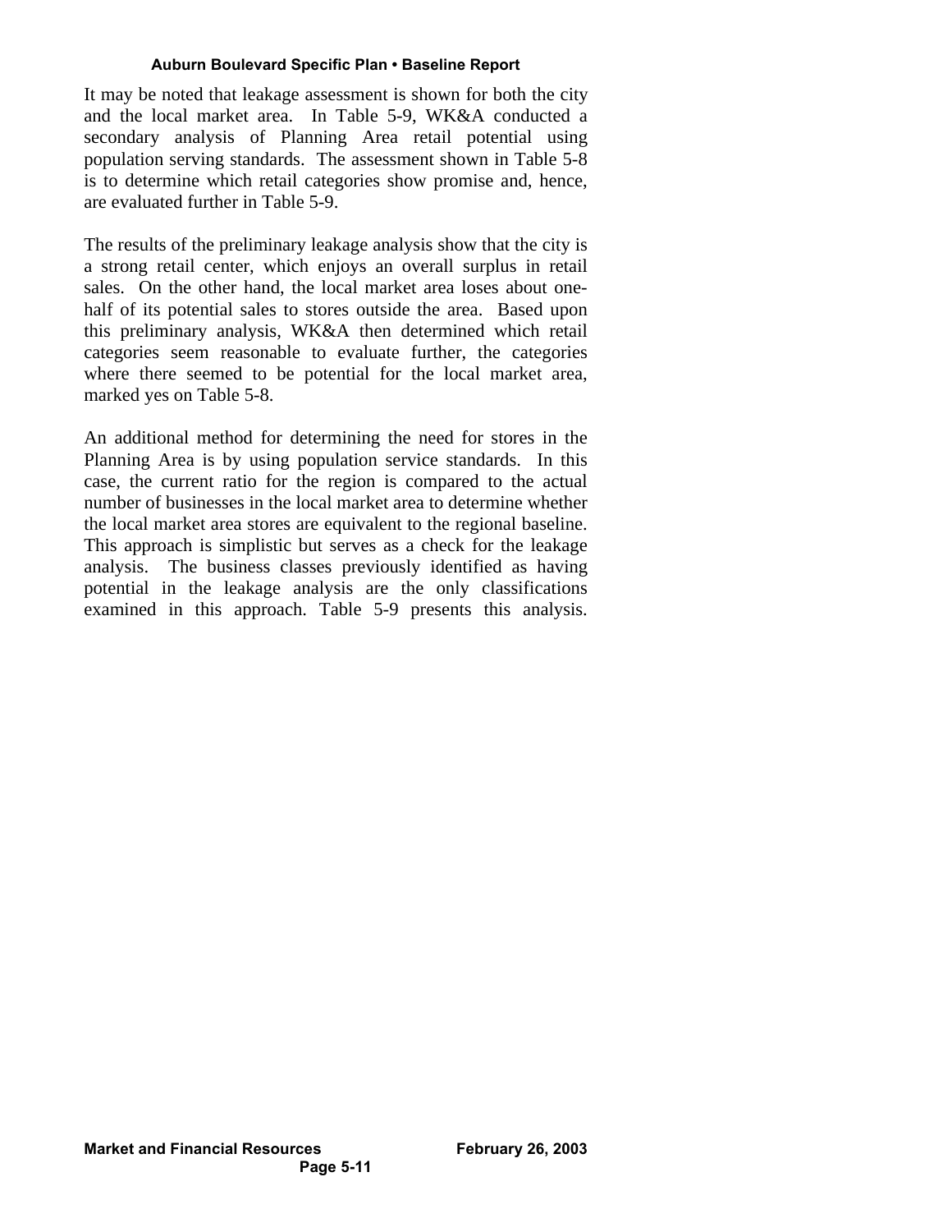It may be noted that leakage assessment is shown for both the city and the local market area. In Table 5-9, WK&A conducted a secondary analysis of Planning Area retail potential using population serving standards. The assessment shown in Table 5-8 is to determine which retail categories show promise and, hence, are evaluated further in Table 5-9.

The results of the preliminary leakage analysis show that the city is a strong retail center, which enjoys an overall surplus in retail sales. On the other hand, the local market area loses about one-half of its potential sales to stores outside the area. Based upon this preliminary analysis, WK&A then determined which retail categories seem reasonable to evaluate further, the categories where there seemed to be potential for the local market area, marked yes on Table 5-8.

An additional method for determining the need for stores in the Planning Area is by using population service standards. In this case, the current ratio for the region is compared to the actual number of businesses in the local market area to determine whether the local market area stores are equivalent to the regional baseline. This approach is simplistic but serves as a check for the leakage analysis. The business classes previously identified as having potential in the leakage analysis are the only classifications examined in this approach. Table 5-9 presents this analysis.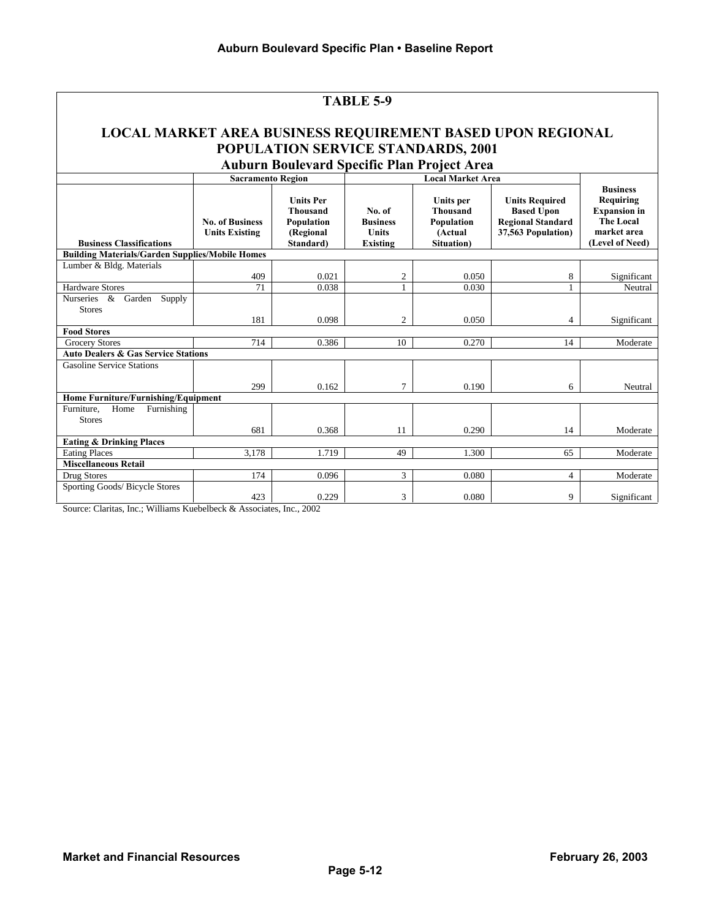## TABLE 5-9

## LOCAL MARKET AREA BUSINESS REQUIREMENT BASED UPON REGIONAL POPULATION SERVICE STANDARDS, 2001

### Auburn Boulevard Specific Plan Project Area

| | Sacramento Region | | Local Market Area | | | |
|---|---|---|---|---|---|---|
| Business Classifications | No. of Business Units Existing | Units Per Thousand Population (Regional Standard) | No. of Business Units Existing | Units per Thousand Population (Actual Situation) | Units Required Based Upon Regional Standard 37,563 Population) | Business Requiring Expansion in The Local market area (Level of Need) |
| **Building Materials/Garden Supplies/Mobile Homes** | | | | | | |
| Lumber & Bldg. Materials | 409 | 0.021 | 2 | 0.050 | 8 | Significant |
| Hardware Stores | 71 | 0.038 | 1 | 0.030 | 1 | Neutral |
| Nurseries & Garden Supply Stores | 181 | 0.098 | 2 | 0.050 | 4 | Significant |
| **Food Stores** | | | | | | |
| Grocery Stores | 714 | 0.386 | 10 | 0.270 | 14 | Moderate |
| **Auto Dealers & Gas Service Stations** | | | | | | |
| Gasoline Service Stations | 299 | 0.162 | 7 | 0.190 | 6 | Neutral |
| **Home Furniture/Furnishing/Equipment** | | | | | | |
| Furniture, Home Furnishing Stores | 681 | 0.368 | 11 | 0.290 | 14 | Moderate |
| **Eating & Drinking Places** | | | | | | |
| Eating Places | 3,178 | 1.719 | 49 | 1.300 | 65 | Moderate |
| **Miscellaneous Retail** | | | | | | |
| Drug Stores | 174 | 0.096 | 3 | 0.080 | 4 | Moderate |
| Sporting Goods/ Bicycle Stores | 423 | 0.229 | 3 | 0.080 | 9 | Significant |

Source: Claritas, Inc.; Williams Kuebelbeck & Associates, Inc., 2002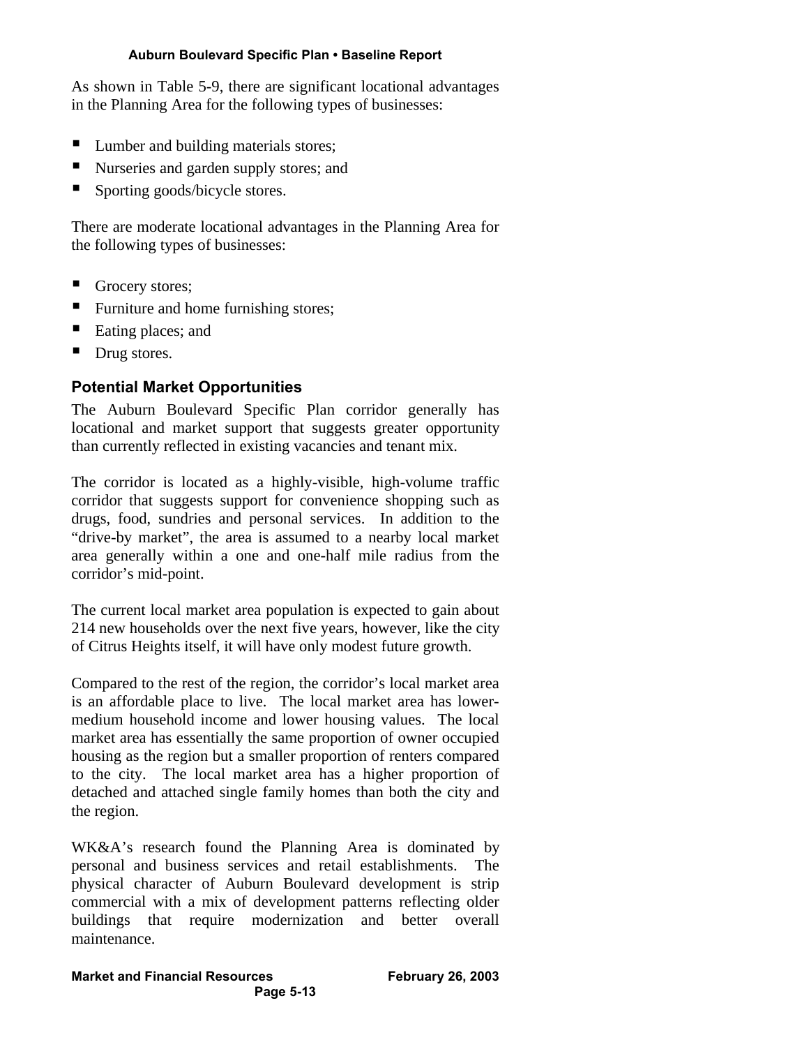As shown in Table 5-9, there are significant locational advantages in the Planning Area for the following types of businesses:

- Lumber and building materials stores;
- Nurseries and garden supply stores; and
- Sporting goods/bicycle stores.

There are moderate locational advantages in the Planning Area for the following types of businesses:

- Grocery stores;
- Furniture and home furnishing stores;
- Eating places; and
- Drug stores.

## Potential Market Opportunities

The Auburn Boulevard Specific Plan corridor generally has locational and market support that suggests greater opportunity than currently reflected in existing vacancies and tenant mix.

The corridor is located as a highly-visible, high-volume traffic corridor that suggests support for convenience shopping such as drugs, food, sundries and personal services. In addition to the "drive-by market", the area is assumed to a nearby local market area generally within a one and one-half mile radius from the corridor's mid-point.

The current local market area population is expected to gain about 214 new households over the next five years, however, like the city of Citrus Heights itself, it will have only modest future growth.

Compared to the rest of the region, the corridor's local market area is an affordable place to live. The local market area has lower-medium household income and lower housing values. The local market area has essentially the same proportion of owner occupied housing as the region but a smaller proportion of renters compared to the city. The local market area has a higher proportion of detached and attached single family homes than both the city and the region.

WK&A's research found the Planning Area is dominated by personal and business services and retail establishments. The physical character of Auburn Boulevard development is strip commercial with a mix of development patterns reflecting older buildings that require modernization and better overall maintenance.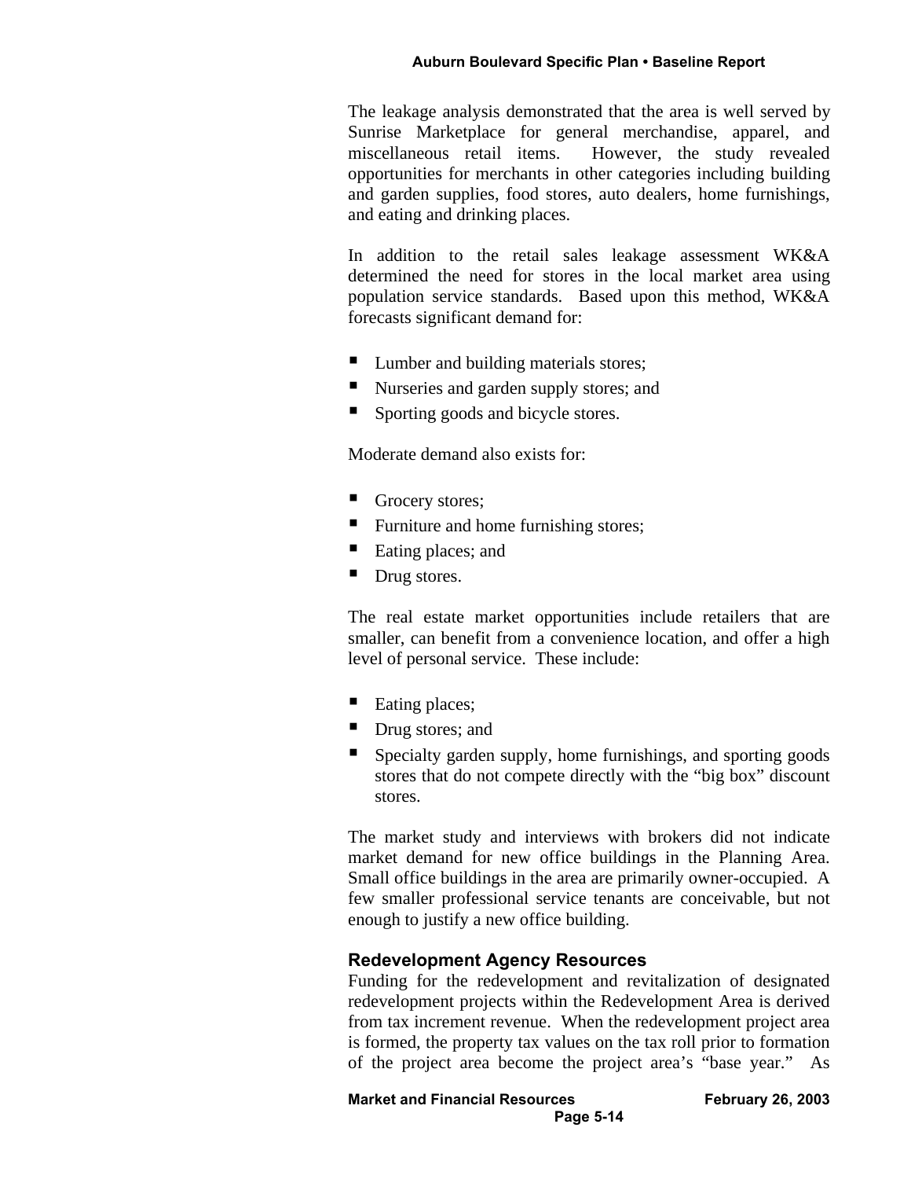The leakage analysis demonstrated that the area is well served by Sunrise Marketplace for general merchandise, apparel, and miscellaneous retail items. However, the study revealed opportunities for merchants in other categories including building and garden supplies, food stores, auto dealers, home furnishings, and eating and drinking places.

In addition to the retail sales leakage assessment WK&A determined the need for stores in the local market area using population service standards. Based upon this method, WK&A forecasts significant demand for:

- Lumber and building materials stores;
- Nurseries and garden supply stores; and
- Sporting goods and bicycle stores.

Moderate demand also exists for:

- Grocery stores;
- Furniture and home furnishing stores;
- Eating places; and
- Drug stores.

The real estate market opportunities include retailers that are smaller, can benefit from a convenience location, and offer a high level of personal service. These include:

- Eating places;
- Drug stores; and
- Specialty garden supply, home furnishings, and sporting goods stores that do not compete directly with the "big box" discount stores.

The market study and interviews with brokers did not indicate market demand for new office buildings in the Planning Area. Small office buildings in the area are primarily owner-occupied. A few smaller professional service tenants are conceivable, but not enough to justify a new office building.

### Redevelopment Agency Resources

Funding for the redevelopment and revitalization of designated redevelopment projects within the Redevelopment Area is derived from tax increment revenue. When the redevelopment project area is formed, the property tax values on the tax roll prior to formation of the project area become the project area's "base year." As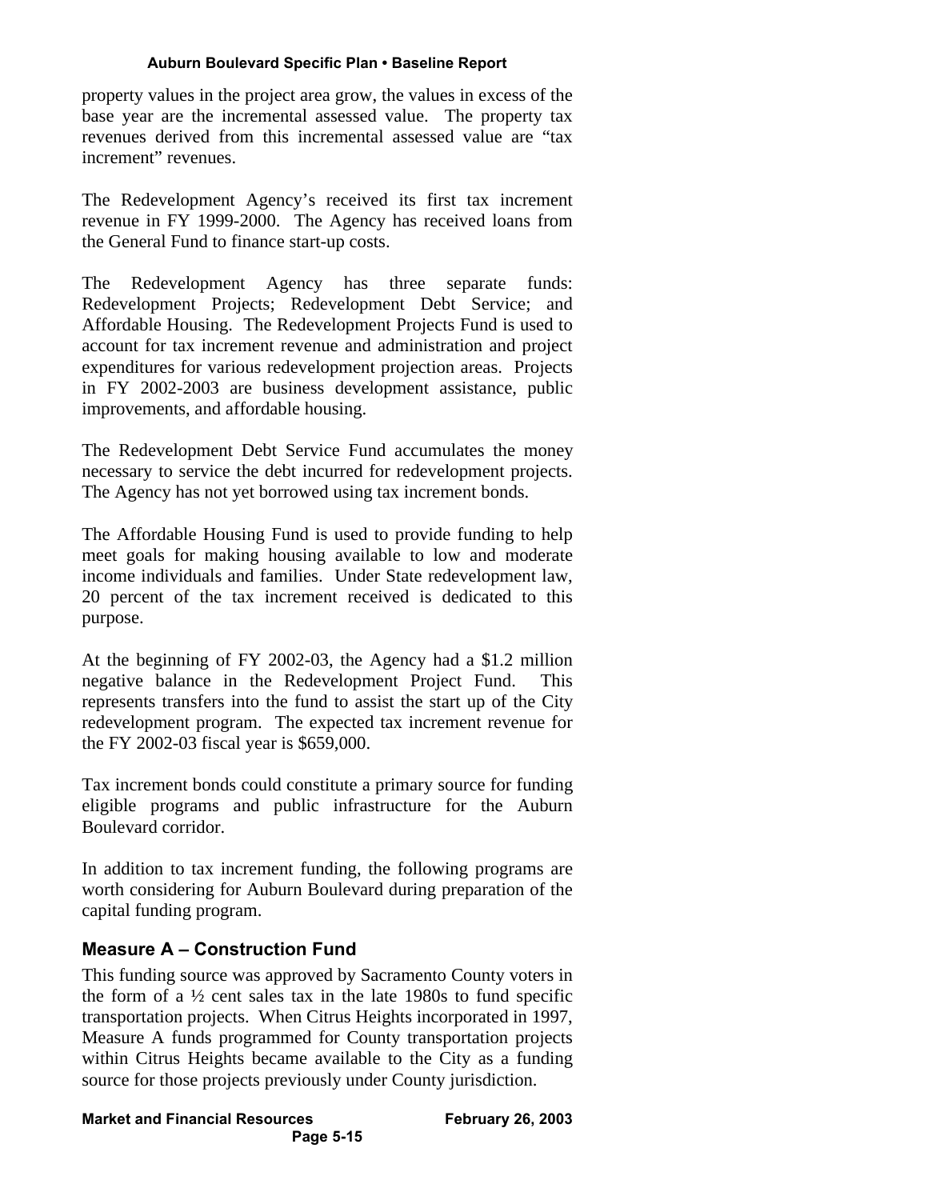property values in the project area grow, the values in excess of the base year are the incremental assessed value. The property tax revenues derived from this incremental assessed value are "tax increment" revenues.

The Redevelopment Agency's received its first tax increment revenue in FY 1999-2000. The Agency has received loans from the General Fund to finance start-up costs.

The Redevelopment Agency has three separate funds: Redevelopment Projects; Redevelopment Debt Service; and Affordable Housing. The Redevelopment Projects Fund is used to account for tax increment revenue and administration and project expenditures for various redevelopment projection areas. Projects in FY 2002-2003 are business development assistance, public improvements, and affordable housing.

The Redevelopment Debt Service Fund accumulates the money necessary to service the debt incurred for redevelopment projects. The Agency has not yet borrowed using tax increment bonds.

The Affordable Housing Fund is used to provide funding to help meet goals for making housing available to low and moderate income individuals and families. Under State redevelopment law, 20 percent of the tax increment received is dedicated to this purpose.

At the beginning of FY 2002-03, the Agency had a $1.2 million negative balance in the Redevelopment Project Fund. This represents transfers into the fund to assist the start up of the City redevelopment program. The expected tax increment revenue for the FY 2002-03 fiscal year is $659,000.

Tax increment bonds could constitute a primary source for funding eligible programs and public infrastructure for the Auburn Boulevard corridor.

In addition to tax increment funding, the following programs are worth considering for Auburn Boulevard during preparation of the capital funding program.

### Measure A – Construction Fund

This funding source was approved by Sacramento County voters in the form of a ½ cent sales tax in the late 1980s to fund specific transportation projects. When Citrus Heights incorporated in 1997, Measure A funds programmed for County transportation projects within Citrus Heights became available to the City as a funding source for those projects previously under County jurisdiction.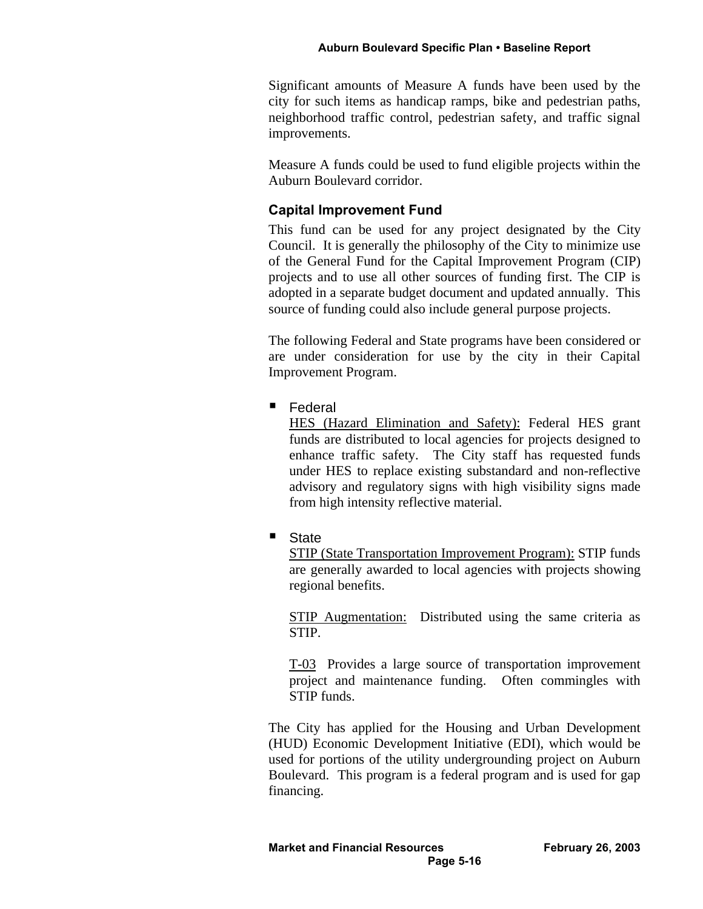Significant amounts of Measure A funds have been used by the city for such items as handicap ramps, bike and pedestrian paths, neighborhood traffic control, pedestrian safety, and traffic signal improvements.

Measure A funds could be used to fund eligible projects within the Auburn Boulevard corridor.

### Capital Improvement Fund

This fund can be used for any project designated by the City Council. It is generally the philosophy of the City to minimize use of the General Fund for the Capital Improvement Program (CIP) projects and to use all other sources of funding first. The CIP is adopted in a separate budget document and updated annually. This source of funding could also include general purpose projects.

The following Federal and State programs have been considered or are under consideration for use by the city in their Capital Improvement Program.

- Federal

  <u>HES (Hazard Elimination and Safety):</u> Federal HES grant funds are distributed to local agencies for projects designed to enhance traffic safety. The City staff has requested funds under HES to replace existing substandard and non-reflective advisory and regulatory signs with high visibility signs made from high intensity reflective material.

- State

  <u>STIP (State Transportation Improvement Program):</u> STIP funds are generally awarded to local agencies with projects showing regional benefits.

  <u>STIP Augmentation:</u> Distributed using the same criteria as STIP.

  <u>T-03</u> Provides a large source of transportation improvement project and maintenance funding. Often commingles with STIP funds.

The City has applied for the Housing and Urban Development (HUD) Economic Development Initiative (EDI), which would be used for portions of the utility undergrounding project on Auburn Boulevard. This program is a federal program and is used for gap financing.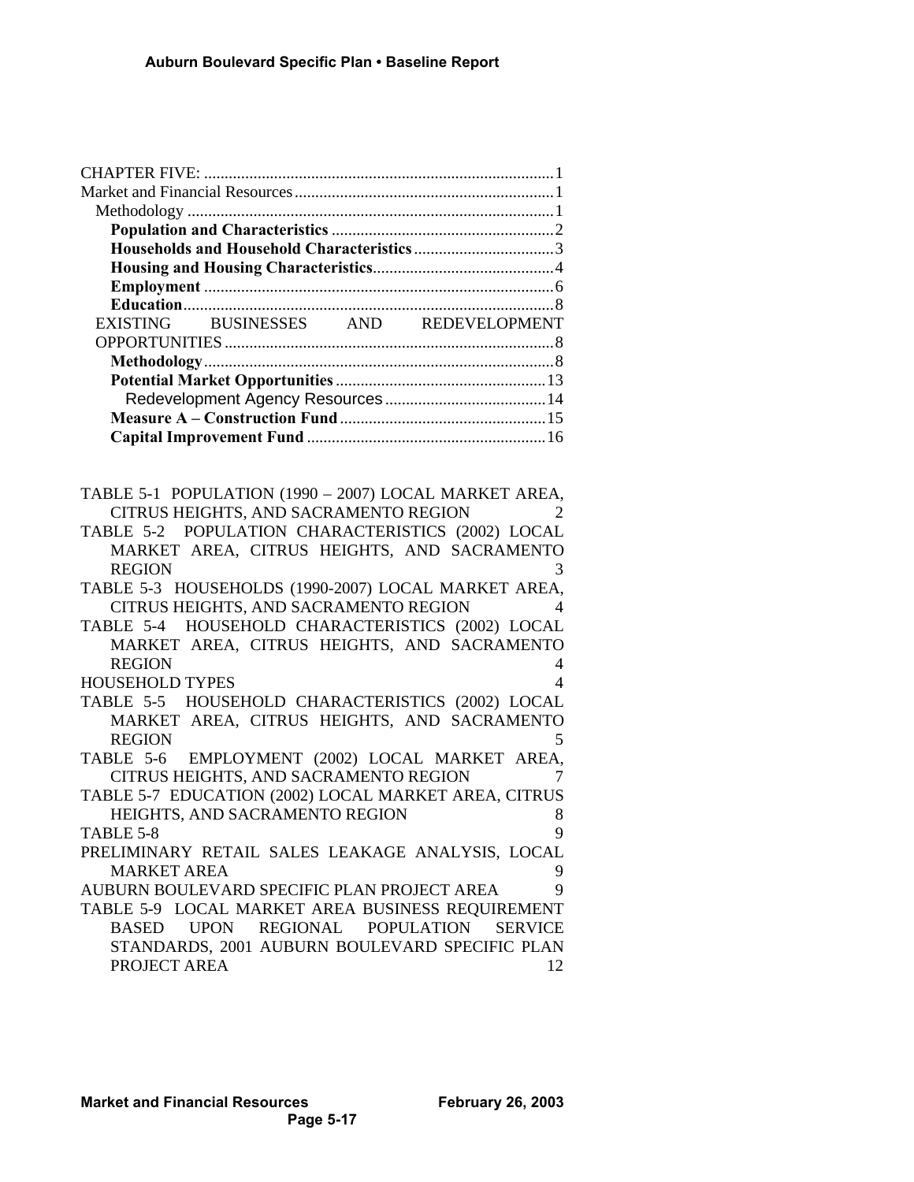CHAPTER FIVE: ....................................................................................1

Market and Financial Resources ..............................................................1

Methodology ........................................................................................1

**Population and Characteristics** .....................................................2

**Households and Household Characteristics** .................................3

**Housing and Housing Characteristics**...........................................4

**Employment** ....................................................................................6

**Education**.........................................................................................8

EXISTING BUSINESSES AND REDEVELOPMENT OPPORTUNITIES ...............................................................................8

**Methodology**....................................................................................8

**Potential Market Opportunities** ...................................................13

Redevelopment Agency Resources .......................................14

**Measure A – Construction Fund** .................................................15

**Capital Improvement Fund** ..........................................................16

TABLE 5-1 POPULATION (1990 – 2007) LOCAL MARKET AREA, CITRUS HEIGHTS, AND SACRAMENTO REGION 2

TABLE 5-2 POPULATION CHARACTERISTICS (2002) LOCAL MARKET AREA, CITRUS HEIGHTS, AND SACRAMENTO REGION 3

TABLE 5-3 HOUSEHOLDS (1990-2007) LOCAL MARKET AREA, CITRUS HEIGHTS, AND SACRAMENTO REGION 4

TABLE 5-4 HOUSEHOLD CHARACTERISTICS (2002) LOCAL MARKET AREA, CITRUS HEIGHTS, AND SACRAMENTO REGION 4

HOUSEHOLD TYPES 4

TABLE 5-5 HOUSEHOLD CHARACTERISTICS (2002) LOCAL MARKET AREA, CITRUS HEIGHTS, AND SACRAMENTO REGION 5

TABLE 5-6 EMPLOYMENT (2002) LOCAL MARKET AREA, CITRUS HEIGHTS, AND SACRAMENTO REGION 7

TABLE 5-7 EDUCATION (2002) LOCAL MARKET AREA, CITRUS HEIGHTS, AND SACRAMENTO REGION 8

TABLE 5-8 9

PRELIMINARY RETAIL SALES LEAKAGE ANALYSIS, LOCAL MARKET AREA 9

AUBURN BOULEVARD SPECIFIC PLAN PROJECT AREA 9

TABLE 5-9 LOCAL MARKET AREA BUSINESS REQUIREMENT BASED UPON REGIONAL POPULATION SERVICE STANDARDS, 2001 AUBURN BOULEVARD SPECIFIC PLAN PROJECT AREA 12